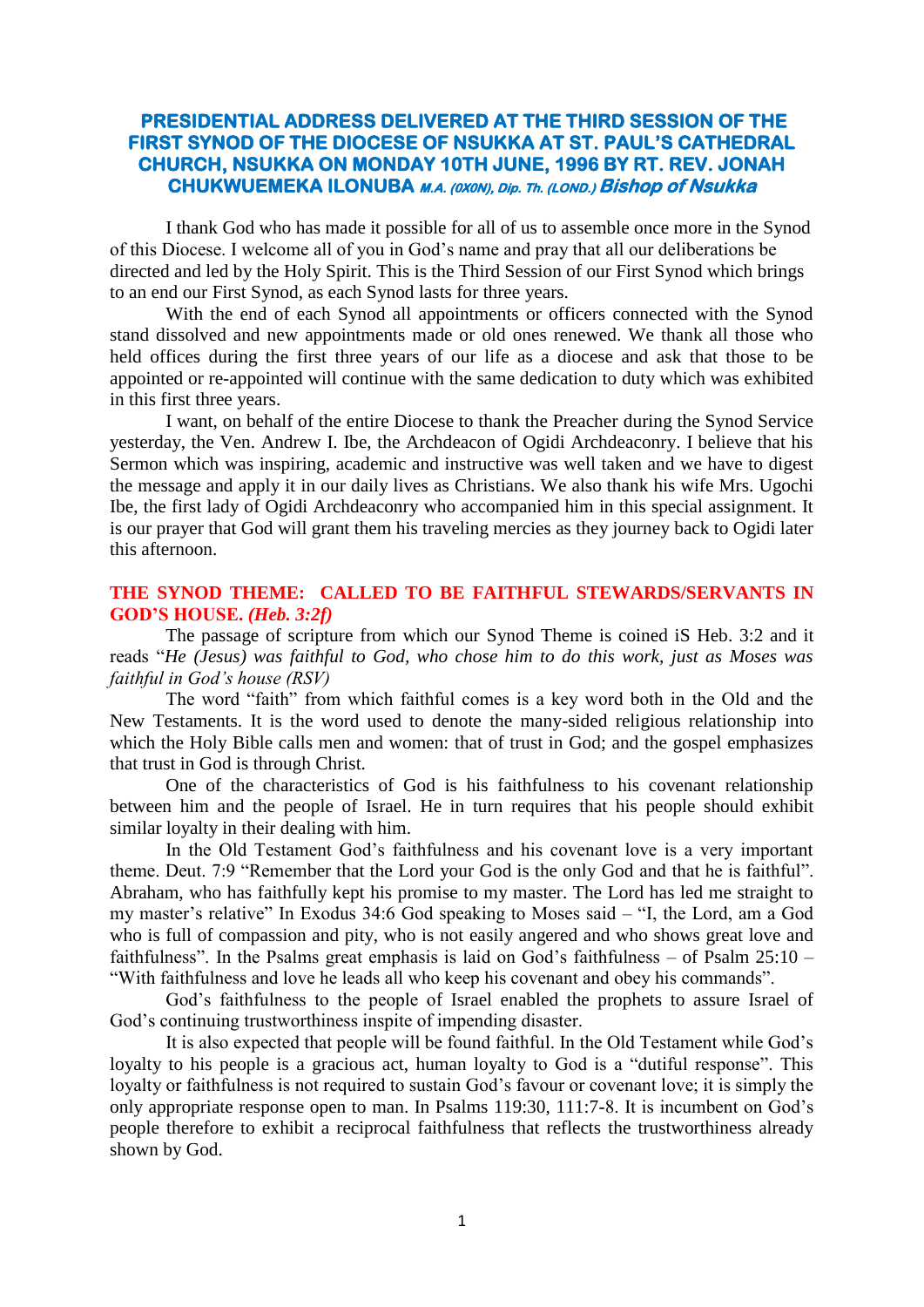# PRESIDENTIAL ADDRESS DELIVERED AT THE THIRD SESSION OF THE FIRST SYNOD OF THE DIOCESE OF NSUKKA AT ST. PAUL'S CATHEDRAL CHURCH, NSUKKA ON MONDAY 10TH JUNE, 1996 BY RT. REV. JONAH CHUKWUEMEKA ILONUBA *M.A. (0X0N), Dip. Th. (LOND.)* *Bishop of Nsukka*

I thank God who has made it possible for all of us to assemble once more in the Synod of this Diocese. I welcome all of you in God's name and pray that all our deliberations be directed and led by the Holy Spirit. This is the Third Session of our First Synod which brings to an end our First Synod, as each Synod lasts for three years.

With the end of each Synod all appointments or officers connected with the Synod stand dissolved and new appointments made or old ones renewed. We thank all those who held offices during the first three years of our life as a diocese and ask that those to be appointed or re-appointed will continue with the same dedication to duty which was exhibited in this first three years.

I want, on behalf of the entire Diocese to thank the Preacher during the Synod Service yesterday, the Ven. Andrew I. Ibe, the Archdeacon of Ogidi Archdeaconry. I believe that his Sermon which was inspiring, academic and instructive was well taken and we have to digest the message and apply it in our daily lives as Christians. We also thank his wife Mrs. Ugochi Ibe, the first lady of Ogidi Archdeaconry who accompanied him in this special assignment. It is our prayer that God will grant them his traveling mercies as they journey back to Ogidi later this afternoon.

## THE SYNOD THEME: CALLED TO BE FAITHFUL STEWARDS/SERVANTS IN GOD'S HOUSE. *(Heb. 3:2f)*

The passage of scripture from which our Synod Theme is coined iS Heb. 3:2 and it reads "*He (Jesus) was faithful to God, who chose him to do this work, just as Moses was faithful in God's house (RSV)*

The word "faith" from which faithful comes is a key word both in the Old and the New Testaments. It is the word used to denote the many-sided religious relationship into which the Holy Bible calls men and women: that of trust in God; and the gospel emphasizes that trust in God is through Christ.

One of the characteristics of God is his faithfulness to his covenant relationship between him and the people of Israel. He in turn requires that his people should exhibit similar loyalty in their dealing with him.

In the Old Testament God's faithfulness and his covenant love is a very important theme. Deut. 7:9 "Remember that the Lord your God is the only God and that he is faithful". Abraham, who has faithfully kept his promise to my master. The Lord has led me straight to my master's relative" In Exodus 34:6 God speaking to Moses said – "I, the Lord, am a God who is full of compassion and pity, who is not easily angered and who shows great love and faithfulness". In the Psalms great emphasis is laid on God's faithfulness – of Psalm 25:10 – "With faithfulness and love he leads all who keep his covenant and obey his commands".

God's faithfulness to the people of Israel enabled the prophets to assure Israel of God's continuing trustworthiness inspite of impending disaster.

It is also expected that people will be found faithful. In the Old Testament while God's loyalty to his people is a gracious act, human loyalty to God is a "dutiful response". This loyalty or faithfulness is not required to sustain God's favour or covenant love; it is simply the only appropriate response open to man. In Psalms 119:30, 111:7-8. It is incumbent on God's people therefore to exhibit a reciprocal faithfulness that reflects the trustworthiness already shown by God.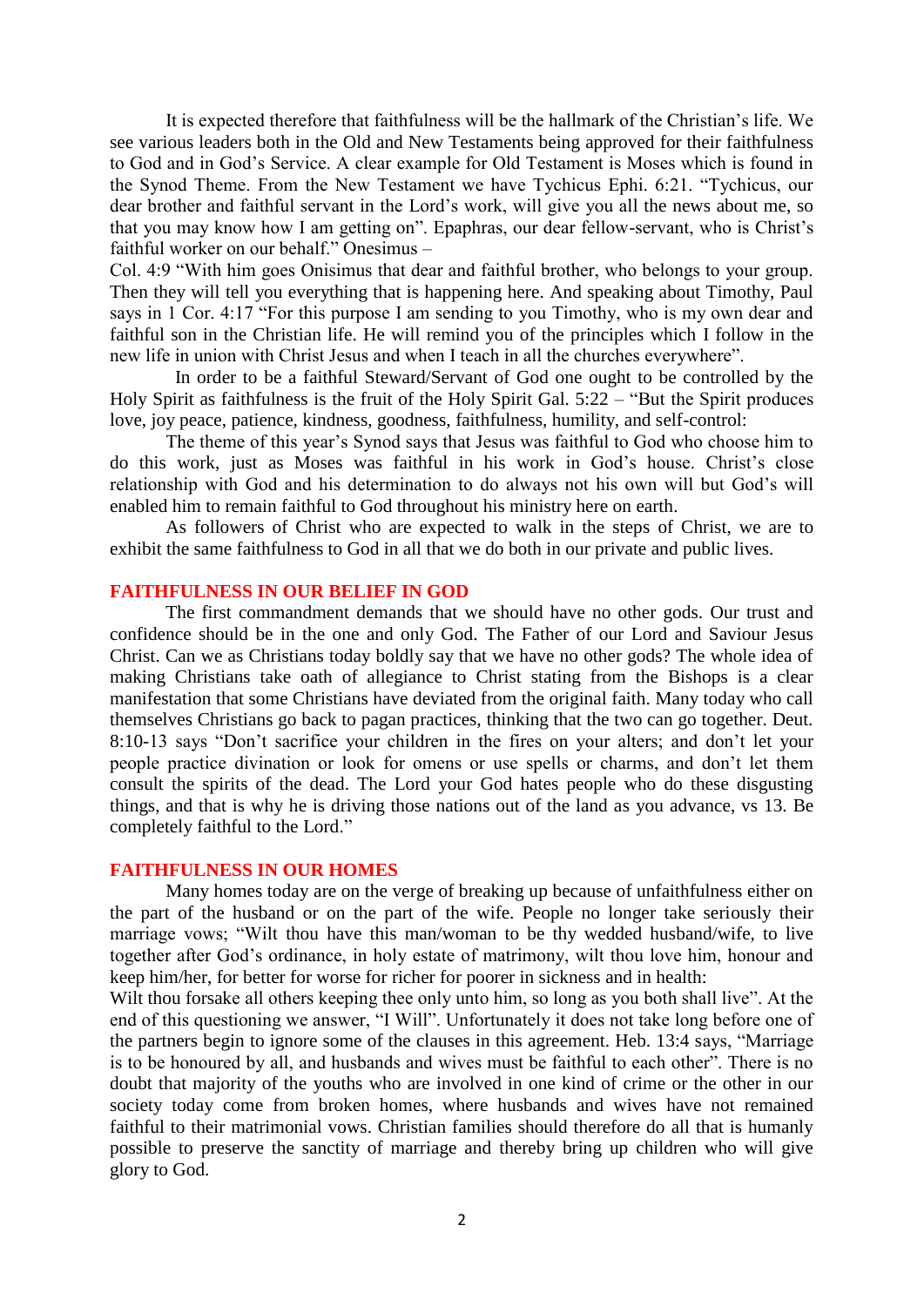It is expected therefore that faithfulness will be the hallmark of the Christian's life. We see various leaders both in the Old and New Testaments being approved for their faithfulness to God and in God's Service. A clear example for Old Testament is Moses which is found in the Synod Theme. From the New Testament we have Tychicus Ephi. 6:21. "Tychicus, our dear brother and faithful servant in the Lord's work, will give you all the news about me, so that you may know how I am getting on". Epaphras, our dear fellow-servant, who is Christ's faithful worker on our behalf." Onesimus –

Col. 4:9 "With him goes Onisimus that dear and faithful brother, who belongs to your group. Then they will tell you everything that is happening here. And speaking about Timothy, Paul says in 1 Cor. 4:17 "For this purpose I am sending to you Timothy, who is my own dear and faithful son in the Christian life. He will remind you of the principles which I follow in the new life in union with Christ Jesus and when I teach in all the churches everywhere".

In order to be a faithful Steward/Servant of God one ought to be controlled by the Holy Spirit as faithfulness is the fruit of the Holy Spirit Gal. 5:22 – "But the Spirit produces love, joy peace, patience, kindness, goodness, faithfulness, humility, and self-control:

The theme of this year's Synod says that Jesus was faithful to God who choose him to do this work, just as Moses was faithful in his work in God's house. Christ's close relationship with God and his determination to do always not his own will but God's will enabled him to remain faithful to God throughout his ministry here on earth.

As followers of Christ who are expected to walk in the steps of Christ, we are to exhibit the same faithfulness to God in all that we do both in our private and public lives.

## FAITHFULNESS IN OUR BELIEF IN GOD

The first commandment demands that we should have no other gods. Our trust and confidence should be in the one and only God. The Father of our Lord and Saviour Jesus Christ. Can we as Christians today boldly say that we have no other gods? The whole idea of making Christians take oath of allegiance to Christ stating from the Bishops is a clear manifestation that some Christians have deviated from the original faith. Many today who call themselves Christians go back to pagan practices, thinking that the two can go together. Deut. 8:10-13 says "Don't sacrifice your children in the fires on your alters; and don't let your people practice divination or look for omens or use spells or charms, and don't let them consult the spirits of the dead. The Lord your God hates people who do these disgusting things, and that is why he is driving those nations out of the land as you advance, vs 13. Be completely faithful to the Lord."

## FAITHFULNESS IN OUR HOMES

Many homes today are on the verge of breaking up because of unfaithfulness either on the part of the husband or on the part of the wife. People no longer take seriously their marriage vows; "Wilt thou have this man/woman to be thy wedded husband/wife, to live together after God's ordinance, in holy estate of matrimony, wilt thou love him, honour and keep him/her, for better for worse for richer for poorer in sickness and in health:

Wilt thou forsake all others keeping thee only unto him, so long as you both shall live". At the end of this questioning we answer, "I Will". Unfortunately it does not take long before one of the partners begin to ignore some of the clauses in this agreement. Heb. 13:4 says, "Marriage is to be honoured by all, and husbands and wives must be faithful to each other". There is no doubt that majority of the youths who are involved in one kind of crime or the other in our society today come from broken homes, where husbands and wives have not remained faithful to their matrimonial vows. Christian families should therefore do all that is humanly possible to preserve the sanctity of marriage and thereby bring up children who will give glory to God.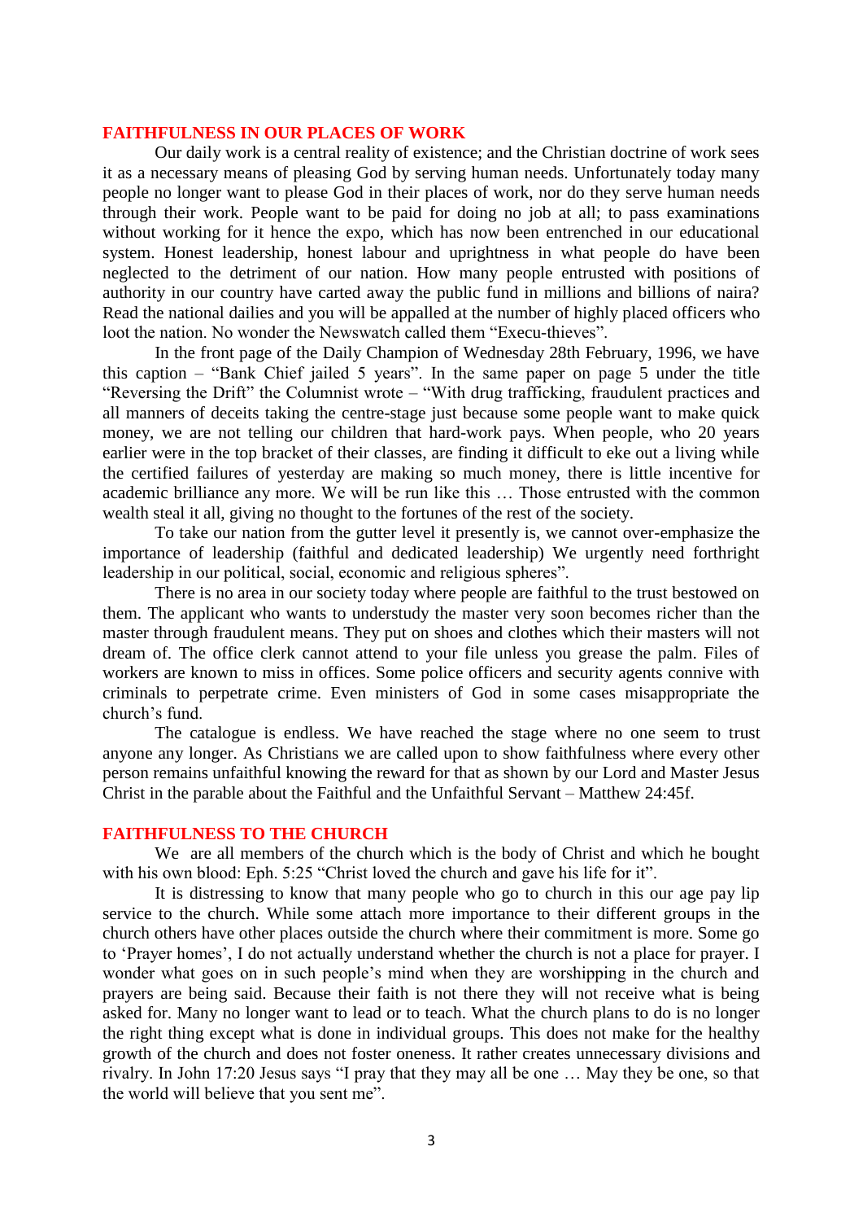## FAITHFULNESS IN OUR PLACES OF WORK

Our daily work is a central reality of existence; and the Christian doctrine of work sees it as a necessary means of pleasing God by serving human needs. Unfortunately today many people no longer want to please God in their places of work, nor do they serve human needs through their work. People want to be paid for doing no job at all; to pass examinations without working for it hence the expo, which has now been entrenched in our educational system. Honest leadership, honest labour and uprightness in what people do have been neglected to the detriment of our nation. How many people entrusted with positions of authority in our country have carted away the public fund in millions and billions of naira? Read the national dailies and you will be appalled at the number of highly placed officers who loot the nation. No wonder the Newswatch called them "Execu-thieves".

In the front page of the Daily Champion of Wednesday 28th February, 1996, we have this caption – "Bank Chief jailed 5 years". In the same paper on page 5 under the title "Reversing the Drift" the Columnist wrote – "With drug trafficking, fraudulent practices and all manners of deceits taking the centre-stage just because some people want to make quick money, we are not telling our children that hard-work pays. When people, who 20 years earlier were in the top bracket of their classes, are finding it difficult to eke out a living while the certified failures of yesterday are making so much money, there is little incentive for academic brilliance any more. We will be run like this … Those entrusted with the common wealth steal it all, giving no thought to the fortunes of the rest of the society.

To take our nation from the gutter level it presently is, we cannot over-emphasize the importance of leadership (faithful and dedicated leadership) We urgently need forthright leadership in our political, social, economic and religious spheres".

There is no area in our society today where people are faithful to the trust bestowed on them. The applicant who wants to understudy the master very soon becomes richer than the master through fraudulent means. They put on shoes and clothes which their masters will not dream of. The office clerk cannot attend to your file unless you grease the palm. Files of workers are known to miss in offices. Some police officers and security agents connive with criminals to perpetrate crime. Even ministers of God in some cases misappropriate the church's fund.

The catalogue is endless. We have reached the stage where no one seem to trust anyone any longer. As Christians we are called upon to show faithfulness where every other person remains unfaithful knowing the reward for that as shown by our Lord and Master Jesus Christ in the parable about the Faithful and the Unfaithful Servant – Matthew 24:45f.

## FAITHFULNESS TO THE CHURCH

We are all members of the church which is the body of Christ and which he bought with his own blood: Eph. 5:25 "Christ loved the church and gave his life for it".

It is distressing to know that many people who go to church in this our age pay lip service to the church. While some attach more importance to their different groups in the church others have other places outside the church where their commitment is more. Some go to 'Prayer homes', I do not actually understand whether the church is not a place for prayer. I wonder what goes on in such people's mind when they are worshipping in the church and prayers are being said. Because their faith is not there they will not receive what is being asked for. Many no longer want to lead or to teach. What the church plans to do is no longer the right thing except what is done in individual groups. This does not make for the healthy growth of the church and does not foster oneness. It rather creates unnecessary divisions and rivalry. In John 17:20 Jesus says "I pray that they may all be one … May they be one, so that the world will believe that you sent me".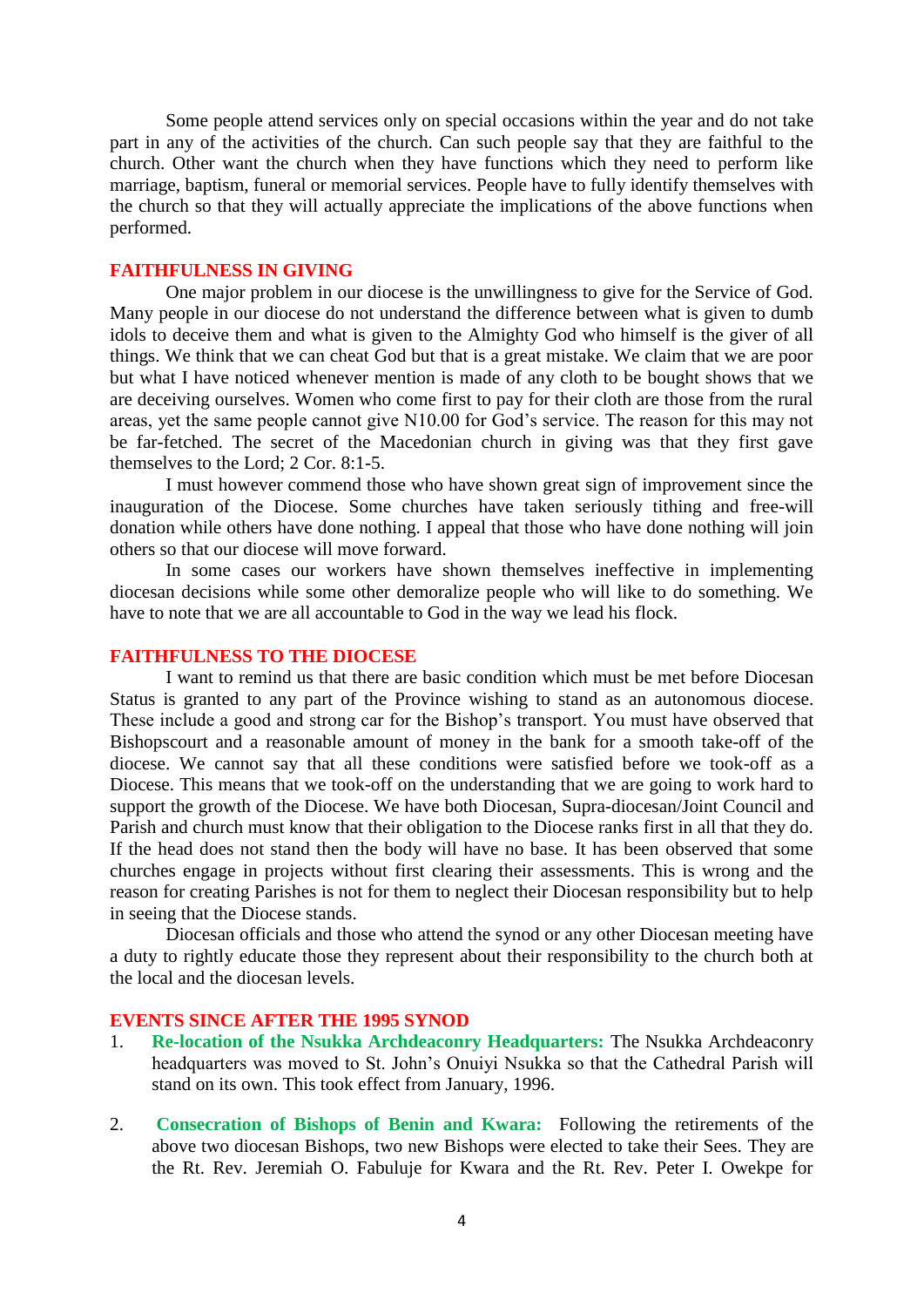Some people attend services only on special occasions within the year and do not take part in any of the activities of the church. Can such people say that they are faithful to the church. Other want the church when they have functions which they need to perform like marriage, baptism, funeral or memorial services. People have to fully identify themselves with the church so that they will actually appreciate the implications of the above functions when performed.

## FAITHFULNESS IN GIVING

One major problem in our diocese is the unwillingness to give for the Service of God. Many people in our diocese do not understand the difference between what is given to dumb idols to deceive them and what is given to the Almighty God who himself is the giver of all things. We think that we can cheat God but that is a great mistake. We claim that we are poor but what I have noticed whenever mention is made of any cloth to be bought shows that we are deceiving ourselves. Women who come first to pay for their cloth are those from the rural areas, yet the same people cannot give N10.00 for God's service. The reason for this may not be far-fetched. The secret of the Macedonian church in giving was that they first gave themselves to the Lord; 2 Cor. 8:1-5.

I must however commend those who have shown great sign of improvement since the inauguration of the Diocese. Some churches have taken seriously tithing and free-will donation while others have done nothing. I appeal that those who have done nothing will join others so that our diocese will move forward.

In some cases our workers have shown themselves ineffective in implementing diocesan decisions while some other demoralize people who will like to do something. We have to note that we are all accountable to God in the way we lead his flock.

## FAITHFULNESS TO THE DIOCESE

I want to remind us that there are basic condition which must be met before Diocesan Status is granted to any part of the Province wishing to stand as an autonomous diocese. These include a good and strong car for the Bishop's transport. You must have observed that Bishopscourt and a reasonable amount of money in the bank for a smooth take-off of the diocese. We cannot say that all these conditions were satisfied before we took-off as a Diocese. This means that we took-off on the understanding that we are going to work hard to support the growth of the Diocese. We have both Diocesan, Supra-diocesan/Joint Council and Parish and church must know that their obligation to the Diocese ranks first in all that they do. If the head does not stand then the body will have no base. It has been observed that some churches engage in projects without first clearing their assessments. This is wrong and the reason for creating Parishes is not for them to neglect their Diocesan responsibility but to help in seeing that the Diocese stands.

Diocesan officials and those who attend the synod or any other Diocesan meeting have a duty to rightly educate those they represent about their responsibility to the church both at the local and the diocesan levels.

## EVENTS SINCE AFTER THE 1995 SYNOD

1. **Re-location of the Nsukka Archdeaconry Headquarters:** The Nsukka Archdeaconry headquarters was moved to St. John's Onuiyi Nsukka so that the Cathedral Parish will stand on its own. This took effect from January, 1996.

2. **Consecration of Bishops of Benin and Kwara:** Following the retirements of the above two diocesan Bishops, two new Bishops were elected to take their Sees. They are the Rt. Rev. Jeremiah O. Fabuluje for Kwara and the Rt. Rev. Peter I. Owekpe for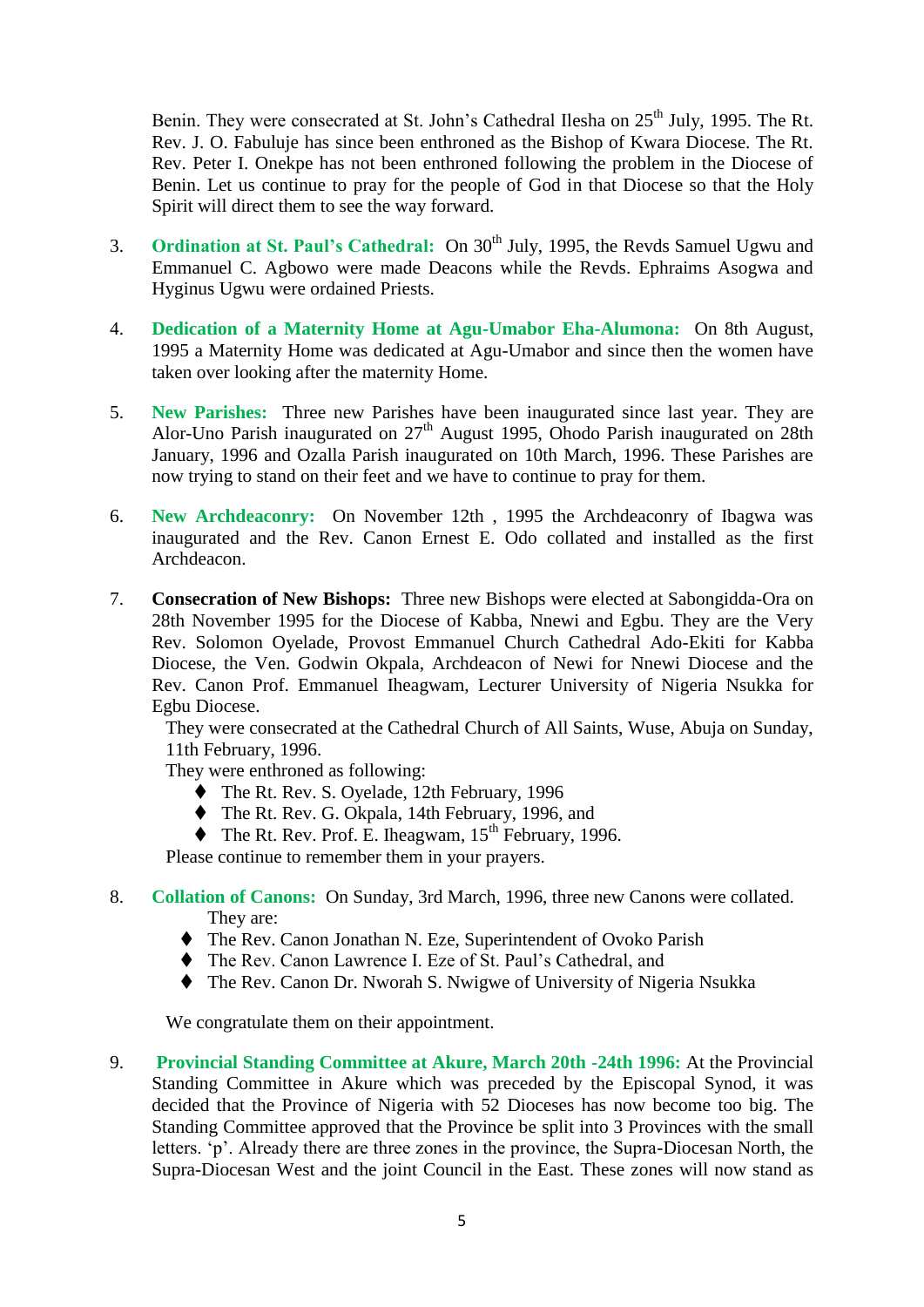Benin. They were consecrated at St. John's Cathedral Ilesha on 25th July, 1995. The Rt. Rev. J. O. Fabuluje has since been enthroned as the Bishop of Kwara Diocese. The Rt. Rev. Peter I. Onekpe has not been enthroned following the problem in the Diocese of Benin. Let us continue to pray for the people of God in that Diocese so that the Holy Spirit will direct them to see the way forward.

3. **Ordination at St. Paul's Cathedral:** On 30th July, 1995, the Revds Samuel Ugwu and Emmanuel C. Agbowo were made Deacons while the Revds. Ephraims Asogwa and Hyginus Ugwu were ordained Priests.

4. **Dedication of a Maternity Home at Agu-Umabor Eha-Alumona:** On 8th August, 1995 a Maternity Home was dedicated at Agu-Umabor and since then the women have taken over looking after the maternity Home.

5. **New Parishes:** Three new Parishes have been inaugurated since last year. They are Alor-Uno Parish inaugurated on 27th August 1995, Ohodo Parish inaugurated on 28th January, 1996 and Ozalla Parish inaugurated on 10th March, 1996. These Parishes are now trying to stand on their feet and we have to continue to pray for them.

6. **New Archdeaconry:** On November 12th , 1995 the Archdeaconry of Ibagwa was inaugurated and the Rev. Canon Ernest E. Odo collated and installed as the first Archdeacon.

7. **Consecration of New Bishops:** Three new Bishops were elected at Sabongidda-Ora on 28th November 1995 for the Diocese of Kabba, Nnewi and Egbu. They are the Very Rev. Solomon Oyelade, Provost Emmanuel Church Cathedral Ado-Ekiti for Kabba Diocese, the Ven. Godwin Okpala, Archdeacon of Newi for Nnewi Diocese and the Rev. Canon Prof. Emmanuel Iheagwam, Lecturer University of Nigeria Nsukka for Egbu Diocese.

   They were consecrated at the Cathedral Church of All Saints, Wuse, Abuja on Sunday, 11th February, 1996.

   They were enthroned as following:

   - The Rt. Rev. S. Oyelade, 12th February, 1996
   - The Rt. Rev. G. Okpala, 14th February, 1996, and
   - The Rt. Rev. Prof. E. Iheagwam, 15th February, 1996.

   Please continue to remember them in your prayers.

8. **Collation of Canons:** On Sunday, 3rd March, 1996, three new Canons were collated. They are:

   - The Rev. Canon Jonathan N. Eze, Superintendent of Ovoko Parish
   - The Rev. Canon Lawrence I. Eze of St. Paul's Cathedral, and
   - The Rev. Canon Dr. Nworah S. Nwigwe of University of Nigeria Nsukka

   We congratulate them on their appointment.

9. **Provincial Standing Committee at Akure, March 20th -24th 1996:** At the Provincial Standing Committee in Akure which was preceded by the Episcopal Synod, it was decided that the Province of Nigeria with 52 Dioceses has now become too big. The Standing Committee approved that the Province be split into 3 Provinces with the small letters. 'p'. Already there are three zones in the province, the Supra-Diocesan North, the Supra-Diocesan West and the joint Council in the East. These zones will now stand as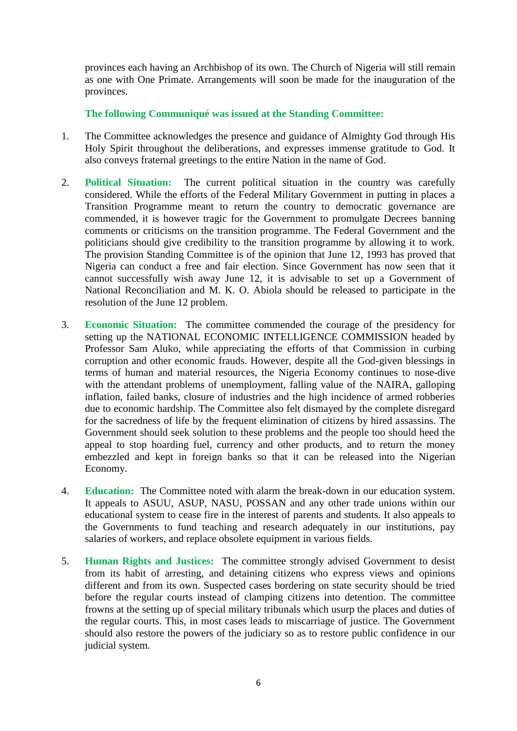provinces each having an Archbishop of its own. The Church of Nigeria will still remain as one with One Primate. Arrangements will soon be made for the inauguration of the provinces.

**The following Communiqué was issued at the Standing Committee:**

1. The Committee acknowledges the presence and guidance of Almighty God through His Holy Spirit throughout the deliberations, and expresses immense gratitude to God. It also conveys fraternal greetings to the entire Nation in the name of God.

2. **Political Situation:** The current political situation in the country was carefully considered. While the efforts of the Federal Military Government in putting in places a Transition Programme meant to return the country to democratic governance are commended, it is however tragic for the Government to promulgate Decrees banning comments or criticisms on the transition programme. The Federal Government and the politicians should give credibility to the transition programme by allowing it to work. The provision Standing Committee is of the opinion that June 12, 1993 has proved that Nigeria can conduct a free and fair election. Since Government has now seen that it cannot successfully wish away June 12, it is advisable to set up a Government of National Reconciliation and M. K. O. Abiola should be released to participate in the resolution of the June 12 problem.

3. **Economic Situation:** The committee commended the courage of the presidency for setting up the NATIONAL ECONOMIC INTELLIGENCE COMMISSION headed by Professor Sam Aluko, while appreciating the efforts of that Commission in curbing corruption and other economic frauds. However, despite all the God-given blessings in terms of human and material resources, the Nigeria Economy continues to nose-dive with the attendant problems of unemployment, falling value of the NAIRA, galloping inflation, failed banks, closure of industries and the high incidence of armed robberies due to economic hardship. The Committee also felt dismayed by the complete disregard for the sacredness of life by the frequent elimination of citizens by hired assassins. The Government should seek solution to these problems and the people too should heed the appeal to stop hoarding fuel, currency and other products, and to return the money embezzled and kept in foreign banks so that it can be released into the Nigerian Economy.

4. **Education:** The Committee noted with alarm the break-down in our education system. It appeals to ASUU, ASUP, NASU, POSSAN and any other trade unions within our educational system to cease fire in the interest of parents and students. It also appeals to the Governments to fund teaching and research adequately in our institutions, pay salaries of workers, and replace obsolete equipment in various fields.

5. **Human Rights and Justices:** The committee strongly advised Government to desist from its habit of arresting, and detaining citizens who express views and opinions different and from its own. Suspected cases bordering on state security should be tried before the regular courts instead of clamping citizens into detention. The committee frowns at the setting up of special military tribunals which usurp the places and duties of the regular courts. This, in most cases leads to miscarriage of justice. The Government should also restore the powers of the judiciary so as to restore public confidence in our judicial system.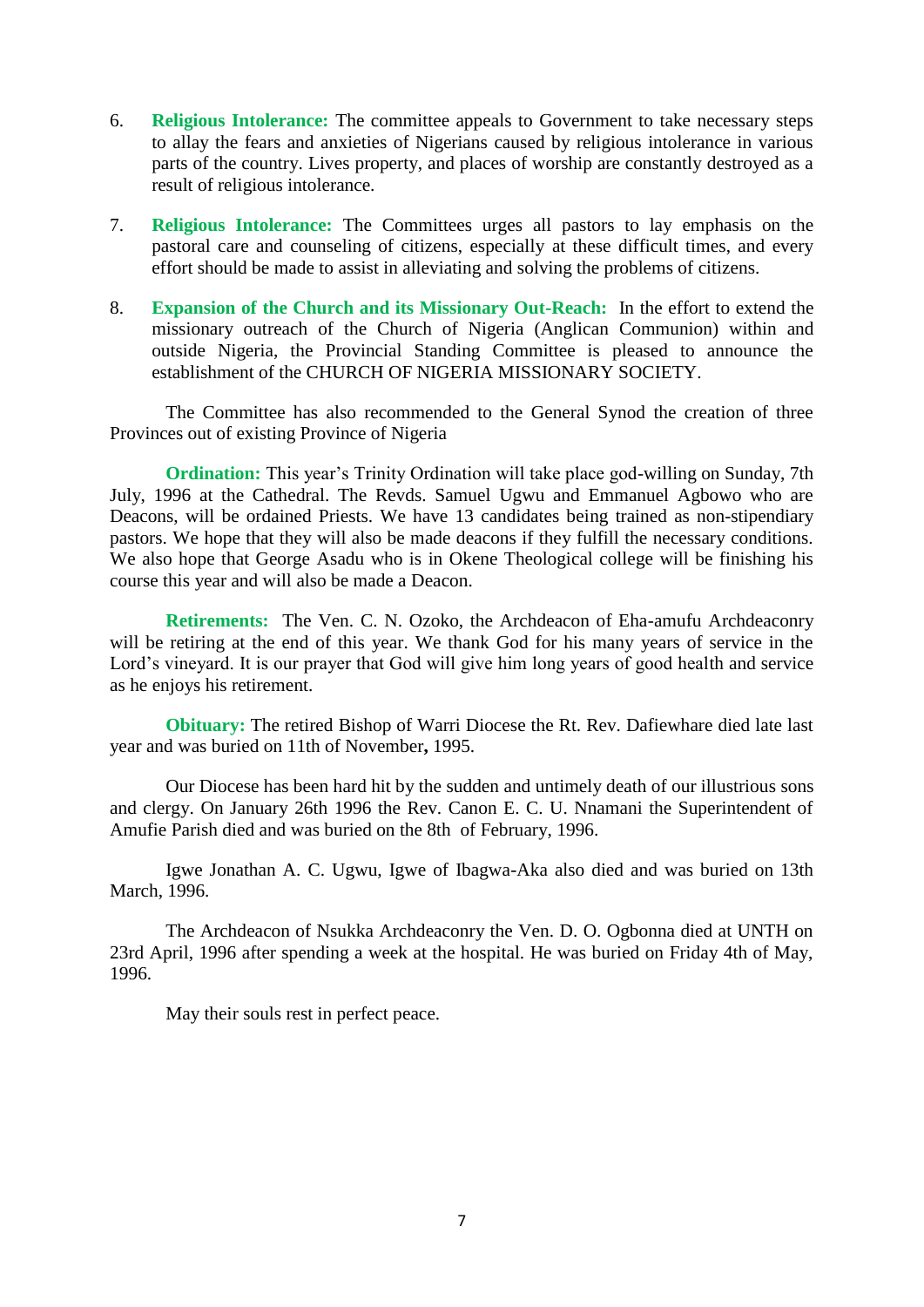6. **Religious Intolerance:** The committee appeals to Government to take necessary steps to allay the fears and anxieties of Nigerians caused by religious intolerance in various parts of the country. Lives property, and places of worship are constantly destroyed as a result of religious intolerance.

7. **Religious Intolerance:** The Committees urges all pastors to lay emphasis on the pastoral care and counseling of citizens, especially at these difficult times, and every effort should be made to assist in alleviating and solving the problems of citizens.

8. **Expansion of the Church and its Missionary Out-Reach:** In the effort to extend the missionary outreach of the Church of Nigeria (Anglican Communion) within and outside Nigeria, the Provincial Standing Committee is pleased to announce the establishment of the CHURCH OF NIGERIA MISSIONARY SOCIETY.

The Committee has also recommended to the General Synod the creation of three Provinces out of existing Province of Nigeria

**Ordination:** This year's Trinity Ordination will take place god-willing on Sunday, 7th July, 1996 at the Cathedral. The Revds. Samuel Ugwu and Emmanuel Agbowo who are Deacons, will be ordained Priests. We have 13 candidates being trained as non-stipendiary pastors. We hope that they will also be made deacons if they fulfill the necessary conditions. We also hope that George Asadu who is in Okene Theological college will be finishing his course this year and will also be made a Deacon.

**Retirements:** The Ven. C. N. Ozoko, the Archdeacon of Eha-amufu Archdeaconry will be retiring at the end of this year. We thank God for his many years of service in the Lord's vineyard. It is our prayer that God will give him long years of good health and service as he enjoys his retirement.

**Obituary:** The retired Bishop of Warri Diocese the Rt. Rev. Dafiewhare died late last year and was buried on 11th of November**,** 1995.

Our Diocese has been hard hit by the sudden and untimely death of our illustrious sons and clergy. On January 26th 1996 the Rev. Canon E. C. U. Nnamani the Superintendent of Amufie Parish died and was buried on the 8th of February, 1996.

Igwe Jonathan A. C. Ugwu, Igwe of Ibagwa-Aka also died and was buried on 13th March, 1996.

The Archdeacon of Nsukka Archdeaconry the Ven. D. O. Ogbonna died at UNTH on 23rd April, 1996 after spending a week at the hospital. He was buried on Friday 4th of May, 1996.

May their souls rest in perfect peace.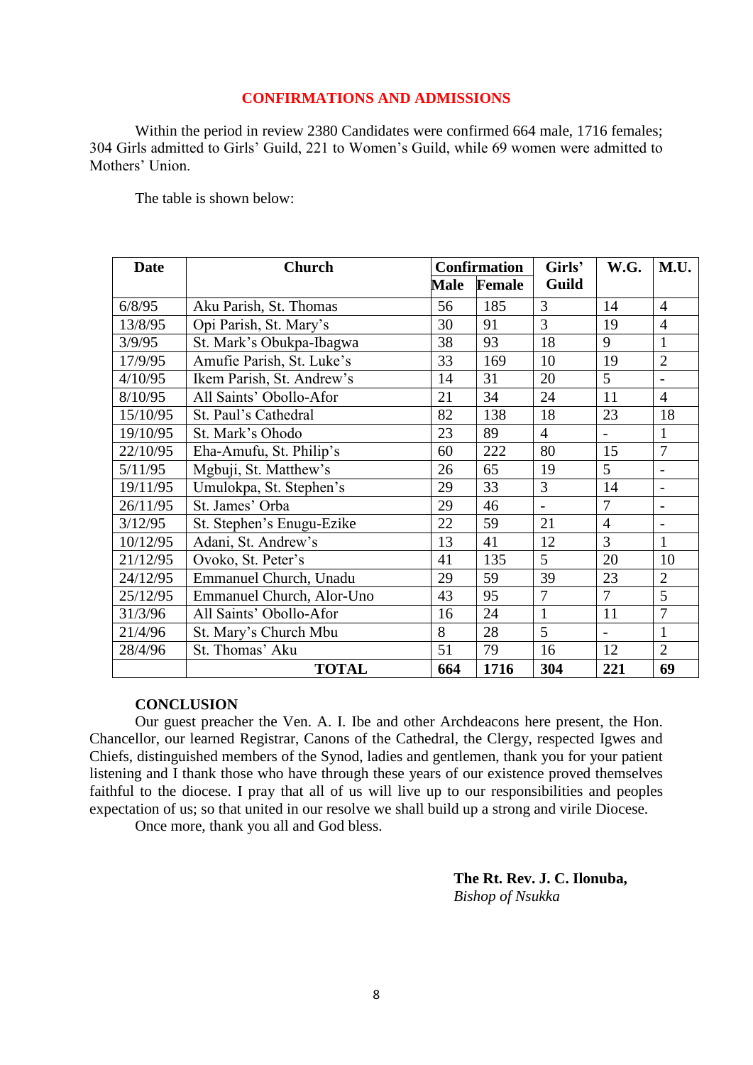## CONFIRMATIONS AND ADMISSIONS

Within the period in review 2380 Candidates were confirmed 664 male, 1716 females; 304 Girls admitted to Girls' Guild, 221 to Women's Guild, while 69 women were admitted to Mothers' Union.

The table is shown below:

| Date | Church | Confirmation | | Girls' Guild | W.G. | M.U. |
|---|---|---|---|---|---|---|
| | | Male | Female | | | |
| 6/8/95 | Aku Parish, St. Thomas | 56 | 185 | 3 | 14 | 4 |
| 13/8/95 | Opi Parish, St. Mary's | 30 | 91 | 3 | 19 | 4 |
| 3/9/95 | St. Mark's Obukpa-Ibagwa | 38 | 93 | 18 | 9 | 1 |
| 17/9/95 | Amufie Parish, St. Luke's | 33 | 169 | 10 | 19 | 2 |
| 4/10/95 | Ikem Parish, St. Andrew's | 14 | 31 | 20 | 5 | - |
| 8/10/95 | All Saints' Obollo-Afor | 21 | 34 | 24 | 11 | 4 |
| 15/10/95 | St. Paul's Cathedral | 82 | 138 | 18 | 23 | 18 |
| 19/10/95 | St. Mark's Ohodo | 23 | 89 | 4 | - | 1 |
| 22/10/95 | Eha-Amufu, St. Philip's | 60 | 222 | 80 | 15 | 7 |
| 5/11/95 | Mgbuji, St. Matthew's | 26 | 65 | 19 | 5 | - |
| 19/11/95 | Umulokpa, St. Stephen's | 29 | 33 | 3 | 14 | - |
| 26/11/95 | St. James' Orba | 29 | 46 | - | 7 | - |
| 3/12/95 | St. Stephen's Enugu-Ezike | 22 | 59 | 21 | 4 | - |
| 10/12/95 | Adani, St. Andrew's | 13 | 41 | 12 | 3 | 1 |
| 21/12/95 | Ovoko, St. Peter's | 41 | 135 | 5 | 20 | 10 |
| 24/12/95 | Emmanuel Church, Unadu | 29 | 59 | 39 | 23 | 2 |
| 25/12/95 | Emmanuel Church, Alor-Uno | 43 | 95 | 7 | 7 | 5 |
| 31/3/96 | All Saints' Obollo-Afor | 16 | 24 | 1 | 11 | 7 |
| 21/4/96 | St. Mary's Church Mbu | 8 | 28 | 5 | - | 1 |
| 28/4/96 | St. Thomas' Aku | 51 | 79 | 16 | 12 | 2 |
| | **TOTAL** | **664** | **1716** | **304** | **221** | **69** |

**CONCLUSION**

Our guest preacher the Ven. A. I. Ibe and other Archdeacons here present, the Hon. Chancellor, our learned Registrar, Canons of the Cathedral, the Clergy, respected Igwes and Chiefs, distinguished members of the Synod, ladies and gentlemen, thank you for your patient listening and I thank those who have through these years of our existence proved themselves faithful to the diocese. I pray that all of us will live up to our responsibilities and peoples expectation of us; so that united in our resolve we shall build up a strong and virile Diocese.

Once more, thank you all and God bless.

**The Rt. Rev. J. C. Ilonuba,**
*Bishop of Nsukka*